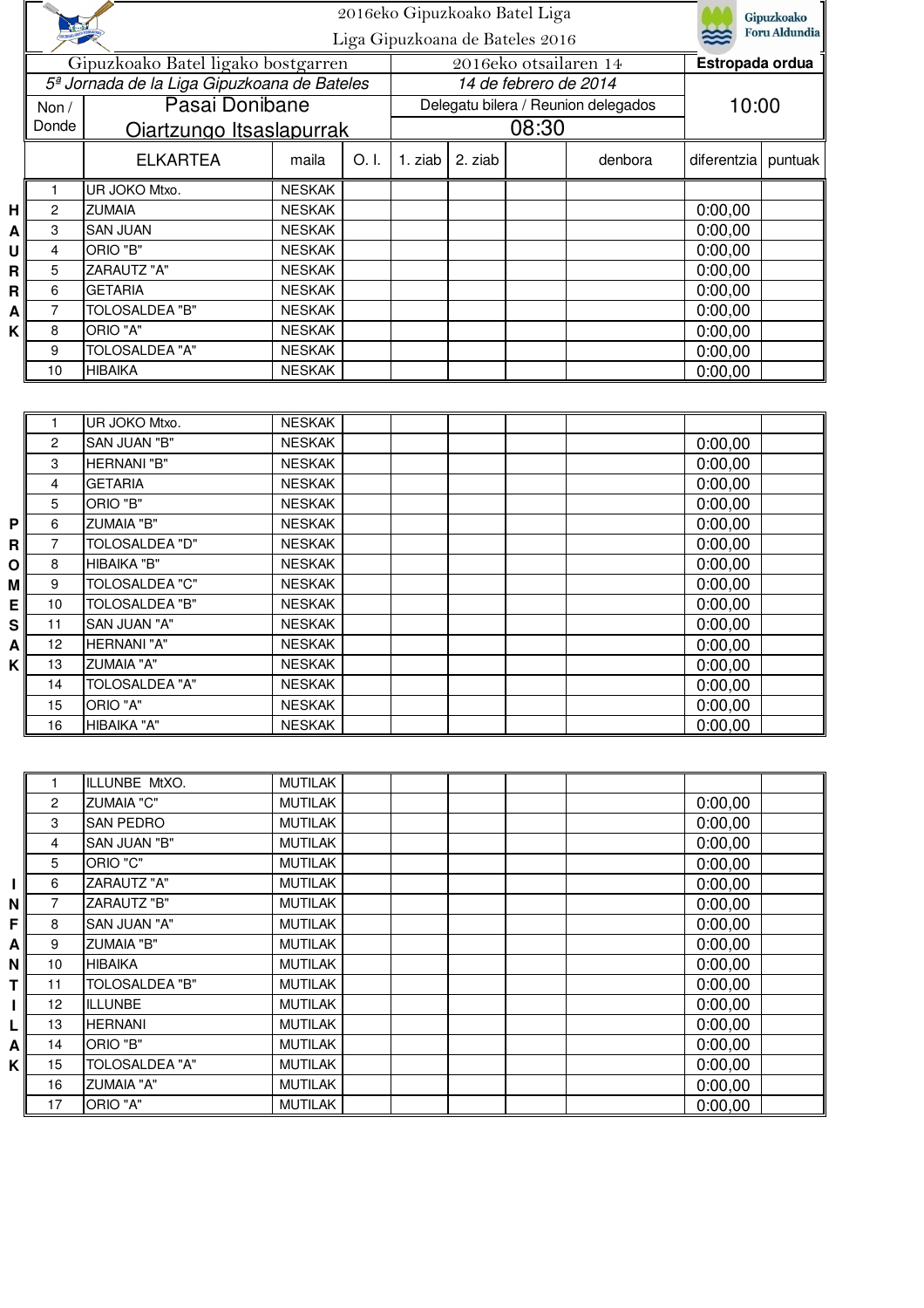2016eko Gipuzkoako Batel Liga

Liga Gipuzkoana de Bateles 2016

Gipuzkoako Foru Aldundia

| Gipuzkoako Batel ligako bostgarren | 2016eko otsailaren 14 | Estropada ordua |
|---|---|---|
| *5ª Jornada de la Liga Gipuzkoana de Bateles* | *14 de febrero de 2014* | |
| Non / Donde: Pasai Donibane Oiartzungo Itsaslapurrak | Delegatu bilera / Reunion delegados 08:30 | 10:00 |

**HAURRAK**

| | ELKARTEA | maila | O. I. | 1. ziab | 2. ziab | | denbora | diferentzia | puntuak |
|---|---|---|---|---|---|---|---|---|---|
| 1 | UR JOKO Mtxo. | NESKAK | | | | | | | |
| 2 | ZUMAIA | NESKAK | | | | | | 0:00,00 | |
| 3 | SAN JUAN | NESKAK | | | | | | 0:00,00 | |
| 4 | ORIO "B" | NESKAK | | | | | | 0:00,00 | |
| 5 | ZARAUTZ "A" | NESKAK | | | | | | 0:00,00 | |
| 6 | GETARIA | NESKAK | | | | | | 0:00,00 | |
| 7 | TOLOSALDEA "B" | NESKAK | | | | | | 0:00,00 | |
| 8 | ORIO "A" | NESKAK | | | | | | 0:00,00 | |
| 9 | TOLOSALDEA "A" | NESKAK | | | | | | 0:00,00 | |
| 10 | HIBAIKA | NESKAK | | | | | | 0:00,00 | |

**PROMESAK**

| | ELKARTEA | maila | O. I. | 1. ziab | 2. ziab | | denbora | diferentzia | puntuak |
|---|---|---|---|---|---|---|---|---|---|
| 1 | UR JOKO Mtxo. | NESKAK | | | | | | | |
| 2 | SAN JUAN "B" | NESKAK | | | | | | 0:00,00 | |
| 3 | HERNANI "B" | NESKAK | | | | | | 0:00,00 | |
| 4 | GETARIA | NESKAK | | | | | | 0:00,00 | |
| 5 | ORIO "B" | NESKAK | | | | | | 0:00,00 | |
| 6 | ZUMAIA "B" | NESKAK | | | | | | 0:00,00 | |
| 7 | TOLOSALDEA "D" | NESKAK | | | | | | 0:00,00 | |
| 8 | HIBAIKA "B" | NESKAK | | | | | | 0:00,00 | |
| 9 | TOLOSALDEA "C" | NESKAK | | | | | | 0:00,00 | |
| 10 | TOLOSALDEA "B" | NESKAK | | | | | | 0:00,00 | |
| 11 | SAN JUAN "A" | NESKAK | | | | | | 0:00,00 | |
| 12 | HERNANI "A" | NESKAK | | | | | | 0:00,00 | |
| 13 | ZUMAIA "A" | NESKAK | | | | | | 0:00,00 | |
| 14 | TOLOSALDEA "A" | NESKAK | | | | | | 0:00,00 | |
| 15 | ORIO "A" | NESKAK | | | | | | 0:00,00 | |
| 16 | HIBAIKA "A" | NESKAK | | | | | | 0:00,00 | |

**INFANTILAK**

| | ELKARTEA | maila | O. I. | 1. ziab | 2. ziab | | denbora | diferentzia | puntuak |
|---|---|---|---|---|---|---|---|---|---|
| 1 | ILLUNBE MtXO. | MUTILAK | | | | | | | |
| 2 | ZUMAIA "C" | MUTILAK | | | | | | 0:00,00 | |
| 3 | SAN PEDRO | MUTILAK | | | | | | 0:00,00 | |
| 4 | SAN JUAN "B" | MUTILAK | | | | | | 0:00,00 | |
| 5 | ORIO "C" | MUTILAK | | | | | | 0:00,00 | |
| 6 | ZARAUTZ "A" | MUTILAK | | | | | | 0:00,00 | |
| 7 | ZARAUTZ "B" | MUTILAK | | | | | | 0:00,00 | |
| 8 | SAN JUAN "A" | MUTILAK | | | | | | 0:00,00 | |
| 9 | ZUMAIA "B" | MUTILAK | | | | | | 0:00,00 | |
| 10 | HIBAIKA | MUTILAK | | | | | | 0:00,00 | |
| 11 | TOLOSALDEA "B" | MUTILAK | | | | | | 0:00,00 | |
| 12 | ILLUNBE | MUTILAK | | | | | | 0:00,00 | |
| 13 | HERNANI | MUTILAK | | | | | | 0:00,00 | |
| 14 | ORIO "B" | MUTILAK | | | | | | 0:00,00 | |
| 15 | TOLOSALDEA "A" | MUTILAK | | | | | | 0:00,00 | |
| 16 | ZUMAIA "A" | MUTILAK | | | | | | 0:00,00 | |
| 17 | ORIO "A" | MUTILAK | | | | | | 0:00,00 | |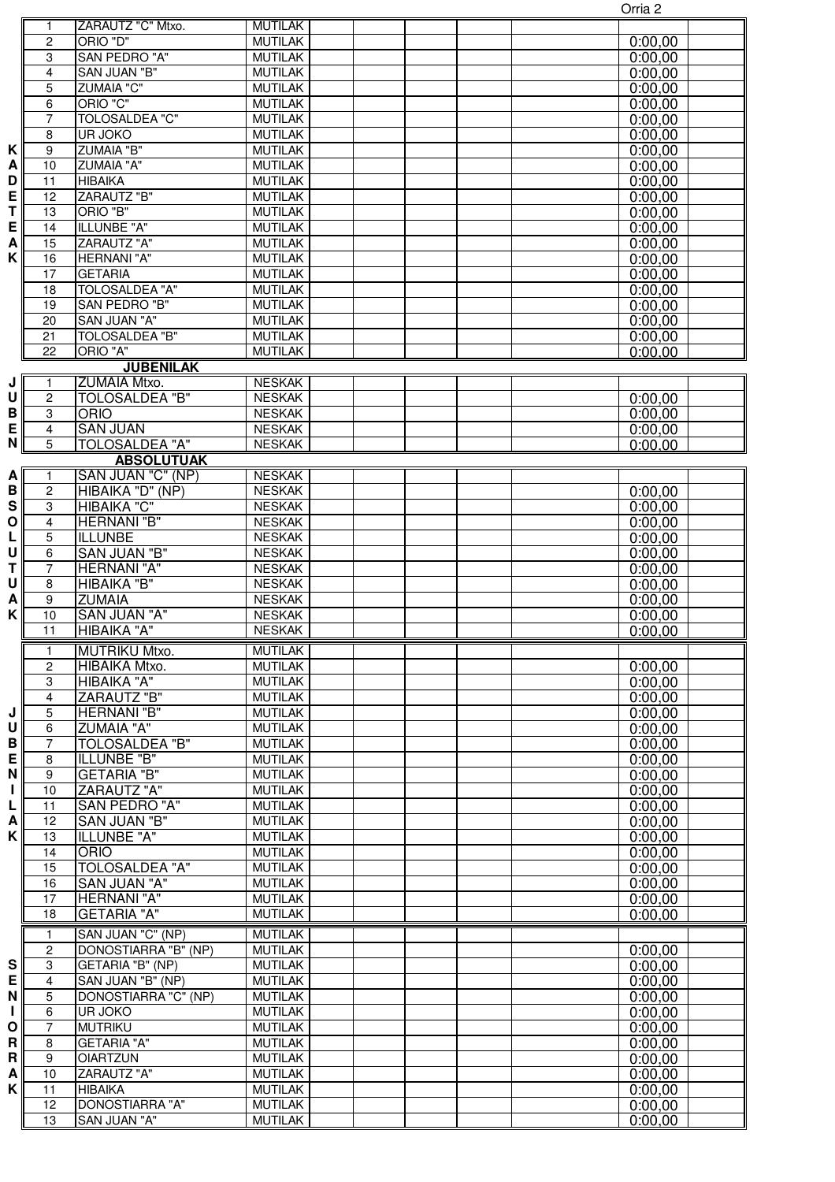| | | | | | | | | | |
|---|---|---|---|---|---|---|---|---|---|
| | 1 | ZARAUTZ "C" Mtxo. | MUTILAK | | | | | | |
| | 2 | ORIO "D" | MUTILAK | | | | | 0:00,00 | |
| | 3 | SAN PEDRO "A" | MUTILAK | | | | | 0:00,00 | |
| | 4 | SAN JUAN "B" | MUTILAK | | | | | 0:00,00 | |
| | 5 | ZUMAIA "C" | MUTILAK | | | | | 0:00,00 | |
| | 6 | ORIO "C" | MUTILAK | | | | | 0:00,00 | |
| | 7 | TOLOSALDEA "C" | MUTILAK | | | | | 0:00,00 | |
| | 8 | UR JOKO | MUTILAK | | | | | 0:00,00 | |
| K | 9 | ZUMAIA "B" | MUTILAK | | | | | 0:00,00 | |
| A | 10 | ZUMAIA "A" | MUTILAK | | | | | 0:00,00 | |
| D | 11 | HIBAIKA | MUTILAK | | | | | 0:00,00 | |
| E | 12 | ZARAUTZ "B" | MUTILAK | | | | | 0:00,00 | |
| T | 13 | ORIO "B" | MUTILAK | | | | | 0:00,00 | |
| E | 14 | ILLUNBE "A" | MUTILAK | | | | | 0:00,00 | |
| A | 15 | ZARAUTZ "A" | MUTILAK | | | | | 0:00,00 | |
| K | 16 | HERNANI "A" | MUTILAK | | | | | 0:00,00 | |
| | 17 | GETARIA | MUTILAK | | | | | 0:00,00 | |
| | 18 | TOLOSALDEA "A" | MUTILAK | | | | | 0:00,00 | |
| | 19 | SAN PEDRO "B" | MUTILAK | | | | | 0:00,00 | |
| | 20 | SAN JUAN "A" | MUTILAK | | | | | 0:00,00 | |
| | 21 | TOLOSALDEA "B" | MUTILAK | | | | | 0:00,00 | |
| | 22 | ORIO "A" | MUTILAK | | | | | 0:00,00 | |

**JUBENILAK**

| | | | | | | | | | |
|---|---|---|---|---|---|---|---|---|---|
| J | 1 | ZUMAIA Mtxo. | NESKAK | | | | | | |
| U | 2 | TOLOSALDEA "B" | NESKAK | | | | | 0:00,00 | |
| B | 3 | ORIO | NESKAK | | | | | 0:00,00 | |
| E | 4 | SAN JUAN | NESKAK | | | | | 0:00,00 | |
| N | 5 | TOLOSALDEA "A" | NESKAK | | | | | 0:00,00 | |

**ABSOLUTUAK**

| | | | | | | | | | |
|---|---|---|---|---|---|---|---|---|---|
| A | 1 | SAN JUAN "C" (NP) | NESKAK | | | | | | |
| B | 2 | HIBAIKA "D" (NP) | NESKAK | | | | | 0:00,00 | |
| S | 3 | HIBAIKA "C" | NESKAK | | | | | 0:00,00 | |
| O | 4 | HERNANI "B" | NESKAK | | | | | 0:00,00 | |
| L | 5 | ILLUNBE | NESKAK | | | | | 0:00,00 | |
| U | 6 | SAN JUAN "B" | NESKAK | | | | | 0:00,00 | |
| T | 7 | HERNANI "A" | NESKAK | | | | | 0:00,00 | |
| U | 8 | HIBAIKA "B" | NESKAK | | | | | 0:00,00 | |
| A | 9 | ZUMAIA | NESKAK | | | | | 0:00,00 | |
| K | 10 | SAN JUAN "A" | NESKAK | | | | | 0:00,00 | |
| | 11 | HIBAIKA "A" | NESKAK | | | | | 0:00,00 | |

| | | | | | | | | | |
|---|---|---|---|---|---|---|---|---|---|
| | 1 | MUTRIKU Mtxo. | MUTILAK | | | | | | |
| | 2 | HIBAIKA Mtxo. | MUTILAK | | | | | 0:00,00 | |
| | 3 | HIBAIKA "A" | MUTILAK | | | | | 0:00,00 | |
| | 4 | ZARAUTZ "B" | MUTILAK | | | | | 0:00,00 | |
| J | 5 | HERNANI "B" | MUTILAK | | | | | 0:00,00 | |
| U | 6 | ZUMAIA "A" | MUTILAK | | | | | 0:00,00 | |
| B | 7 | TOLOSALDEA "B" | MUTILAK | | | | | 0:00,00 | |
| E | 8 | ILLUNBE "B" | MUTILAK | | | | | 0:00,00 | |
| N | 9 | GETARIA "B" | MUTILAK | | | | | 0:00,00 | |
| I | 10 | ZARAUTZ "A" | MUTILAK | | | | | 0:00,00 | |
| L | 11 | SAN PEDRO "A" | MUTILAK | | | | | 0:00,00 | |
| A | 12 | SAN JUAN "B" | MUTILAK | | | | | 0:00,00 | |
| K | 13 | ILLUNBE "A" | MUTILAK | | | | | 0:00,00 | |
| | 14 | ORIO | MUTILAK | | | | | 0:00,00 | |
| | 15 | TOLOSALDEA "A" | MUTILAK | | | | | 0:00,00 | |
| | 16 | SAN JUAN "A" | MUTILAK | | | | | 0:00,00 | |
| | 17 | HERNANI "A" | MUTILAK | | | | | 0:00,00 | |
| | 18 | GETARIA "A" | MUTILAK | | | | | 0:00,00 | |

| | | | | | | | | | |
|---|---|---|---|---|---|---|---|---|---|
| | 1 | SAN JUAN "C" (NP) | MUTILAK | | | | | | |
| | 2 | DONOSTIARRA "B" (NP) | MUTILAK | | | | | 0:00,00 | |
| S | 3 | GETARIA "B" (NP) | MUTILAK | | | | | 0:00,00 | |
| E | 4 | SAN JUAN "B" (NP) | MUTILAK | | | | | 0:00,00 | |
| N | 5 | DONOSTIARRA "C" (NP) | MUTILAK | | | | | 0:00,00 | |
| I | 6 | UR JOKO | MUTILAK | | | | | 0:00,00 | |
| O | 7 | MUTRIKU | MUTILAK | | | | | 0:00,00 | |
| R | 8 | GETARIA "A" | MUTILAK | | | | | 0:00,00 | |
| R | 9 | OIARTZUN | MUTILAK | | | | | 0:00,00 | |
| A | 10 | ZARAUTZ "A" | MUTILAK | | | | | 0:00,00 | |
| K | 11 | HIBAIKA | MUTILAK | | | | | 0:00,00 | |
| | 12 | DONOSTIARRA "A" | MUTILAK | | | | | 0:00,00 | |
| | 13 | SAN JUAN "A" | MUTILAK | | | | | 0:00,00 | |